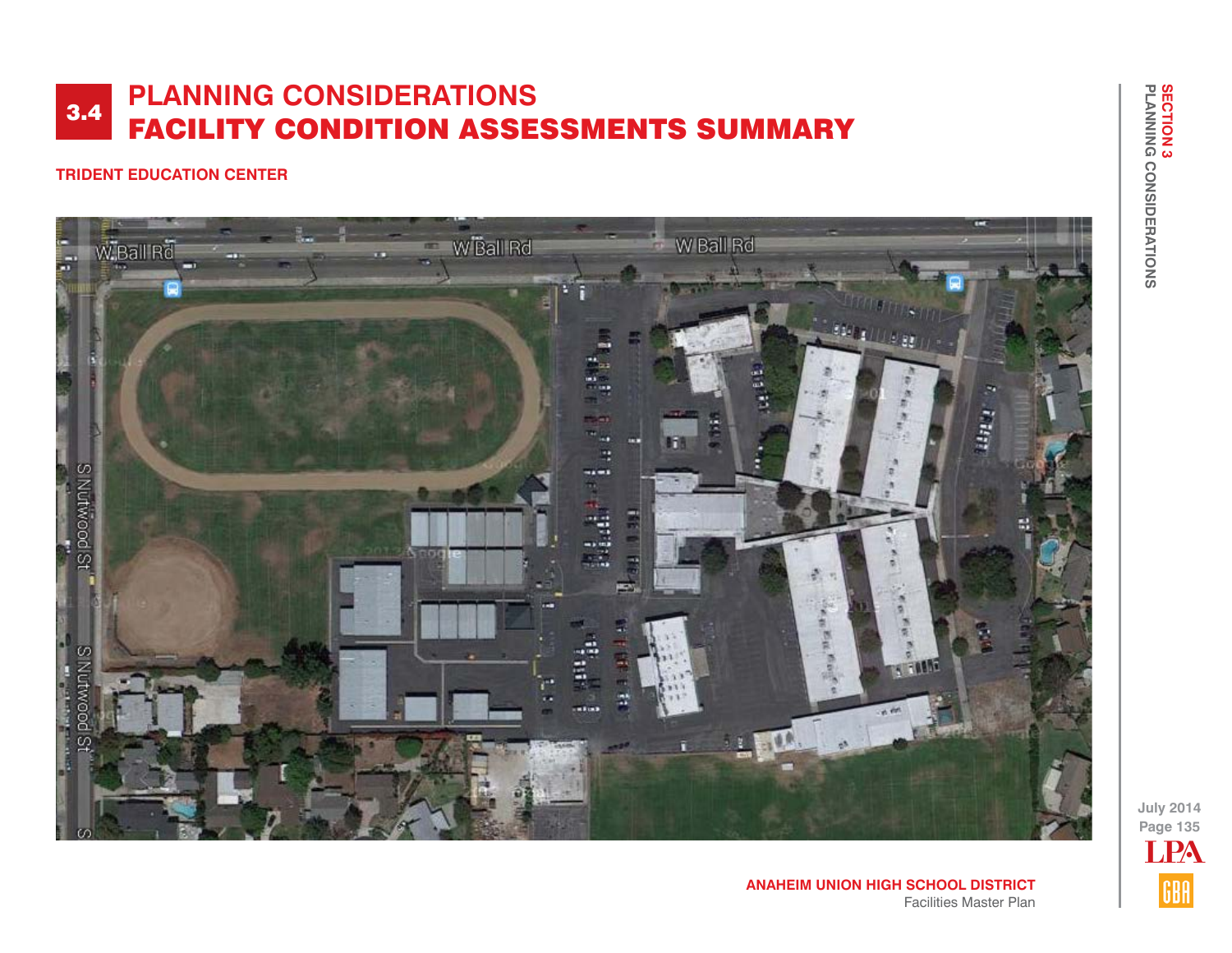# 3.4 PLANNING CONSIDERATIONS
# FACILITY CONDITION ASSESSMENTS SUMMARY

## TRIDENT EDUCATION CENTER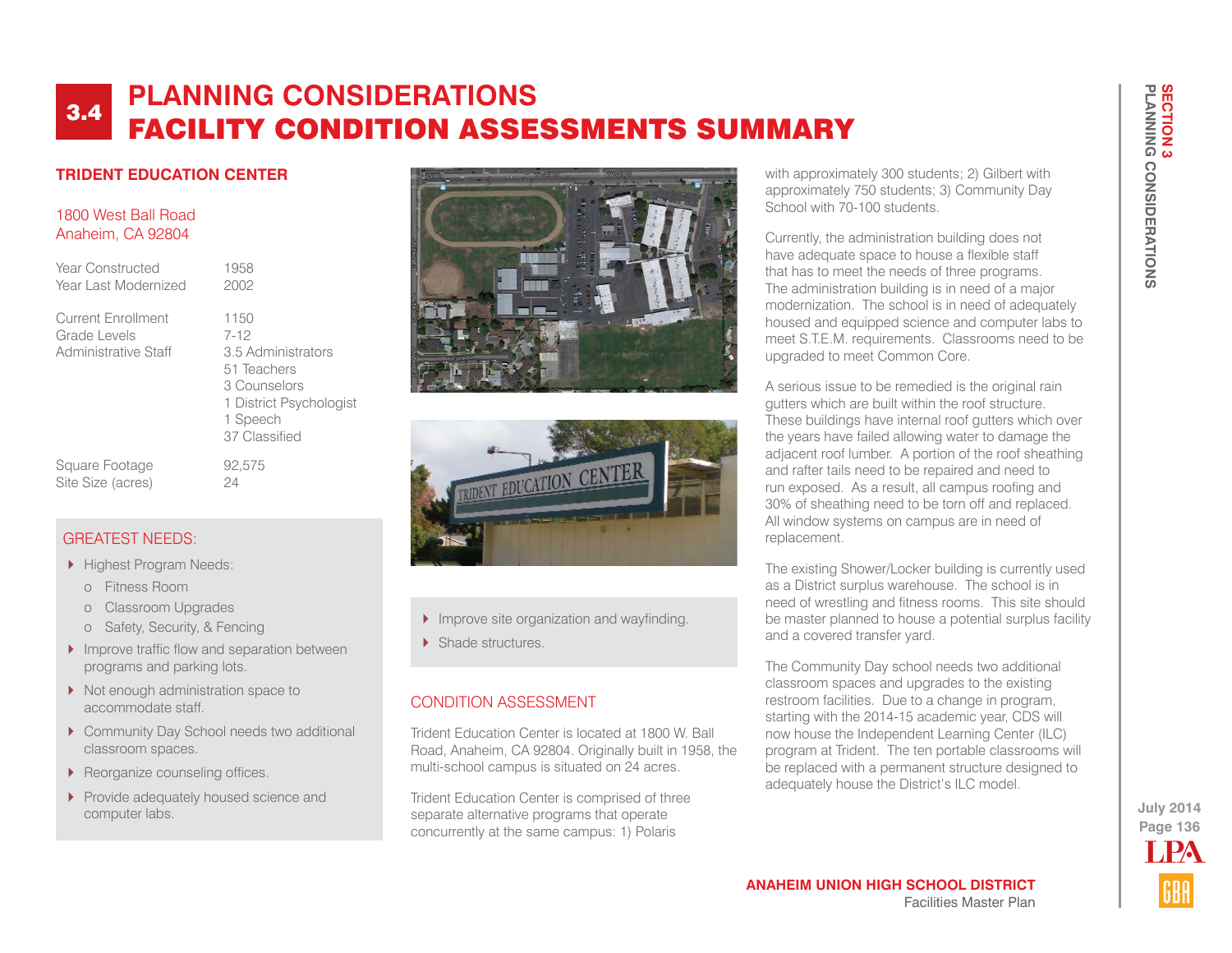# 3.4 PLANNING CONSIDERATIONS
# FACILITY CONDITION ASSESSMENTS SUMMARY

## TRIDENT EDUCATION CENTER

1800 West Ball Road
Anaheim, CA 92804

| | |
|---|---|
| Year Constructed | 1958 |
| Year Last Modernized | 2002 |
| Current Enrollment | 1150 |
| Grade Levels | 7-12 |
| Administrative Staff | 3.5 Administrators<br>51 Teachers<br>3 Counselors<br>1 District Psychologist<br>1 Speech<br>37 Classified |
| Square Footage | 92,575 |
| Site Size (acres) | 24 |

### GREATEST NEEDS:

- Highest Program Needs:
  - Fitness Room
  - Classroom Upgrades
  - Safety, Security, & Fencing
- Improve traffic flow and separation between programs and parking lots.
- Not enough administration space to accommodate staff.
- Community Day School needs two additional classroom spaces.
- Reorganize counseling offices.
- Provide adequately housed science and computer labs.
- Improve site organization and wayfinding.
- Shade structures.

### CONDITION ASSESSMENT

Trident Education Center is located at 1800 W. Ball Road, Anaheim, CA 92804. Originally built in 1958, the multi-school campus is situated on 24 acres.

Trident Education Center is comprised of three separate alternative programs that operate concurrently at the same campus: 1) Polaris with approximately 300 students; 2) Gilbert with approximately 750 students; 3) Community Day School with 70-100 students.

Currently, the administration building does not have adequate space to house a flexible staff that has to meet the needs of three programs. The administration building is in need of a major modernization. The school is in need of adequately housed and equipped science and computer labs to meet S.T.E.M. requirements. Classrooms need to be upgraded to meet Common Core.

A serious issue to be remedied is the original rain gutters which are built within the roof structure. These buildings have internal roof gutters which over the years have failed allowing water to damage the adjacent roof lumber. A portion of the roof sheathing and rafter tails need to be repaired and need to run exposed. As a result, all campus roofing and 30% of sheathing need to be torn off and replaced. All window systems on campus are in need of replacement.

The existing Shower/Locker building is currently used as a District surplus warehouse. The school is in need of wrestling and fitness rooms. This site should be master planned to house a potential surplus facility and a covered transfer yard.

The Community Day school needs two additional classroom spaces and upgrades to the existing restroom facilities. Due to a change in program, starting with the 2014-15 academic year, CDS will now house the Independent Learning Center (ILC) program at Trident. The ten portable classrooms will be replaced with a permanent structure designed to adequately house the District's ILC model.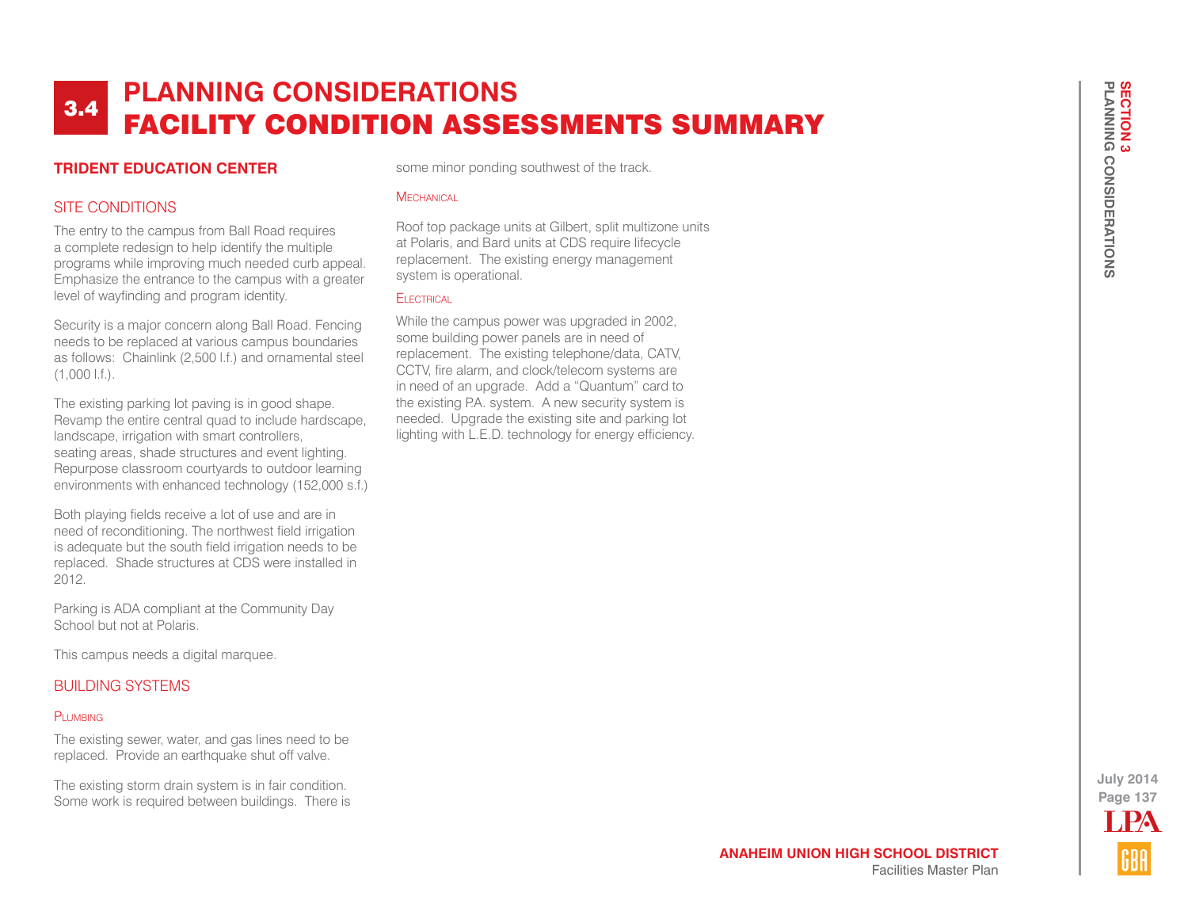# 3.4 PLANNING CONSIDERATIONS
# FACILITY CONDITION ASSESSMENTS SUMMARY

## TRIDENT EDUCATION CENTER

### SITE CONDITIONS

The entry to the campus from Ball Road requires a complete redesign to help identify the multiple programs while improving much needed curb appeal. Emphasize the entrance to the campus with a greater level of wayfinding and program identity.

Security is a major concern along Ball Road. Fencing needs to be replaced at various campus boundaries as follows: Chainlink (2,500 l.f.) and ornamental steel (1,000 l.f.).

The existing parking lot paving is in good shape. Revamp the entire central quad to include hardscape, landscape, irrigation with smart controllers, seating areas, shade structures and event lighting. Repurpose classroom courtyards to outdoor learning environments with enhanced technology (152,000 s.f.)

Both playing fields receive a lot of use and are in need of reconditioning. The northwest field irrigation is adequate but the south field irrigation needs to be replaced. Shade structures at CDS were installed in 2012.

Parking is ADA compliant at the Community Day School but not at Polaris.

This campus needs a digital marquee.

### BUILDING SYSTEMS

#### Plumbing

The existing sewer, water, and gas lines need to be replaced. Provide an earthquake shut off valve.

The existing storm drain system is in fair condition. Some work is required between buildings. There is some minor ponding southwest of the track.

#### Mechanical

Roof top package units at Gilbert, split multizone units at Polaris, and Bard units at CDS require lifecycle replacement. The existing energy management system is operational.

#### Electrical

While the campus power was upgraded in 2002, some building power panels are in need of replacement. The existing telephone/data, CATV, CCTV, fire alarm, and clock/telecom systems are in need of an upgrade. Add a "Quantum" card to the existing P.A. system. A new security system is needed. Upgrade the existing site and parking lot lighting with L.E.D. technology for energy efficiency.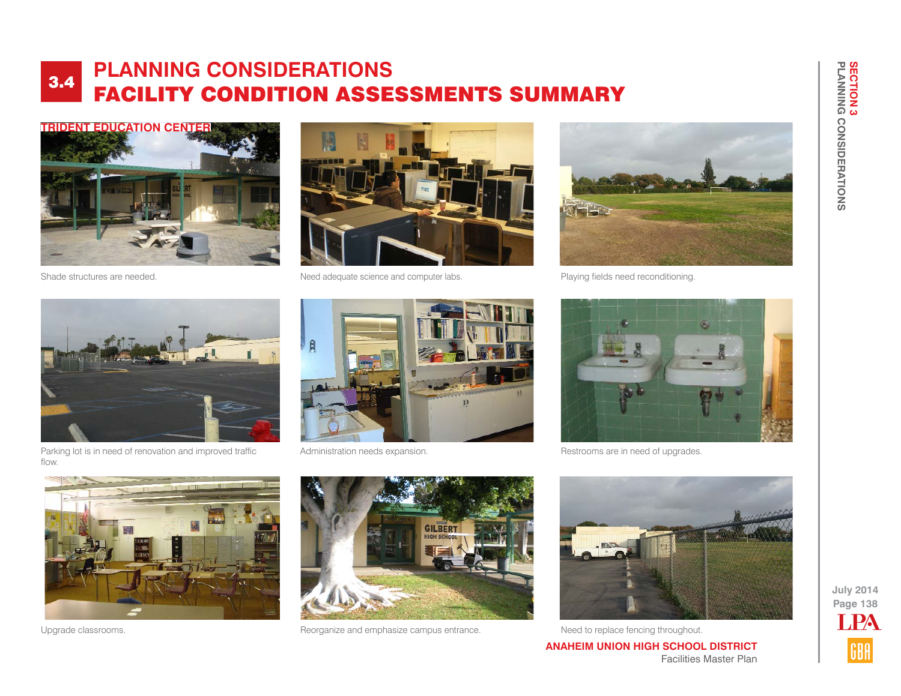# 3.4 PLANNING CONSIDERATIONS
# FACILITY CONDITION ASSESSMENTS SUMMARY

## TRIDENT EDUCATION CENTER

Shade structures are needed.

Need adequate science and computer labs.

Playing fields need reconditioning.

Parking lot is in need of renovation and improved traffic flow.

Administration needs expansion.

Restrooms are in need of upgrades.

Upgrade classrooms.

Reorganize and emphasize campus entrance.

Need to replace fencing throughout.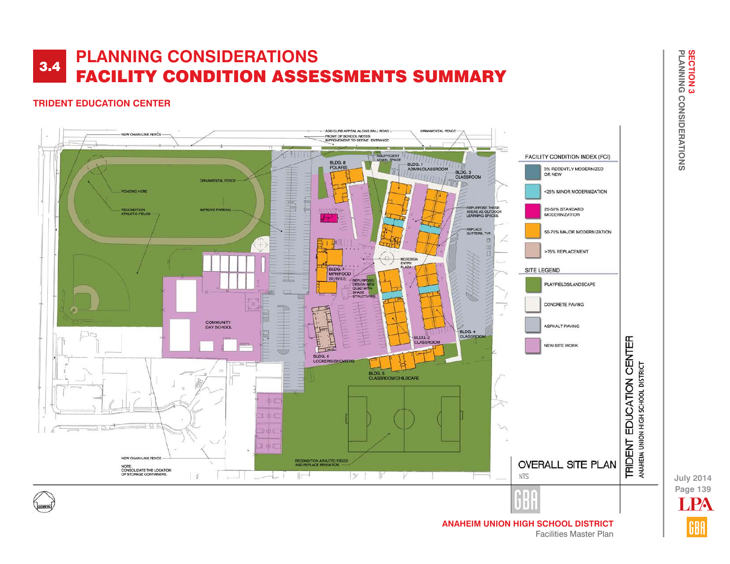# 3.4 PLANNING CONSIDERATIONS
# FACILITY CONDITION ASSESSMENTS SUMMARY

## TRIDENT EDUCATION CENTER

NEW CHAIN LINK FENCE

ADD CURB APPEAL ALONG BALL ROAD

FRONT OF SCHOOL NEEDS IMPROVEMENT TO DEFINE ENTRANCE

ORNAMENTAL FENCE

INSUFFICIENT ADMIN. SPACE

BLDG. 8 POLARIS

BLDG. 1 ADMIN/CLASSROOM

BLDG. 3 CLASSROOM

ORNAMENTAL FENCE

PONDING HERE

RECONDITION ATHLETIC FIELDS

IMPROVE PARKING

REPURPOSE THESE AREAS AS OUTDOOR LEARNING SPACES.

REPLACE GUTTERS, TYP.

REDESIGN ENTRY PLAZA

BLDG. 7 MPR/FOOD SERVICE

REPURPOSE/ DESIGN NEW QUAD WITH SHADE STRUCTURES.

COMMUNITY DAY SCHOOL

BLDG. 2 CLASSROOM

BLDG. 4 CLASSROOM

BLDG. 6 LOCKERS/SHOWERS

BLDG. 5 CLASSROOM/CHILDCARE

NEW CHAIN LINK FENCE

NOTE: CONSOLIDATE THE LOCATION OF STORAGE CONTAINERS.

RECONDITION ATHLETIC FIELDS AND REPLACE IRRIGATION.

**FACILITY CONDITION INDEX (FCI)**

- 0% RECENTLY MODERNIZED OR NEW
- <25% MINOR MODERNIZATION
- 25-50% STANDARD MODERNIZATION
- 50-75% MAJOR MODERNIZATION
- >75% REPLACEMENT

**SITE LEGEND**

- PLAYFIELDS/LANDSCAPE
- CONCRETE PAVING
- ASPHALT PAVING
- NEW SITE WORK

OVERALL SITE PLAN

NTS

TRIDENT EDUCATION CENTER

ANAHEIM UNION HIGH SCHOOL DISTRICT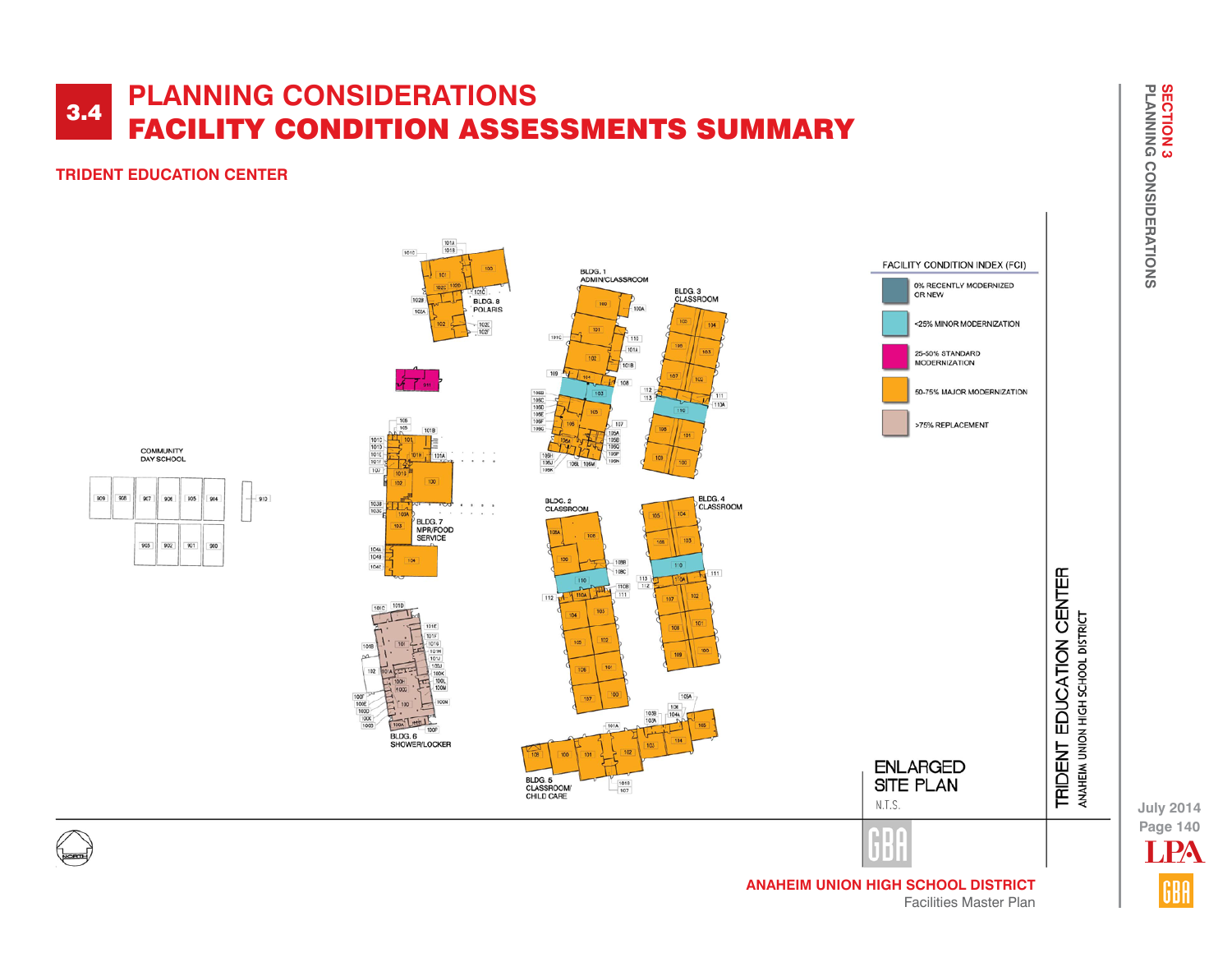# 3.4 PLANNING CONSIDERATIONS
# FACILITY CONDITION ASSESSMENTS SUMMARY

## TRIDENT EDUCATION CENTER

BLDG. 1
ADMIN/CLASSROOM

BLDG. 2
CLASSROOM

BLDG. 3
CLASSROOM

BLDG. 4
CLASSROOM

BLDG. 5
CLASSROOM/
CHILD CARE

BLDG. 6
SHOWER/LOCKER

BLDG. 7
MPR/FOOD
SERVICE

BLDG. 8
POLARIS

COMMUNITY
DAY SCHOOL

FACILITY CONDITION INDEX (FCI)

- 0% RECENTLY MODERNIZED OR NEW
- <25% MINOR MODERNIZATION
- 25-50% STANDARD MODERNIZATION
- 50-75% MAJOR MODERNIZATION
- >75% REPLACEMENT

ENLARGED
SITE PLAN
N.T.S.

TRIDENT EDUCATION CENTER
ANAHEIM UNION HIGH SCHOOL DISTRICT

SECTION 3
PLANNING CONSIDERATIONS

July 2014